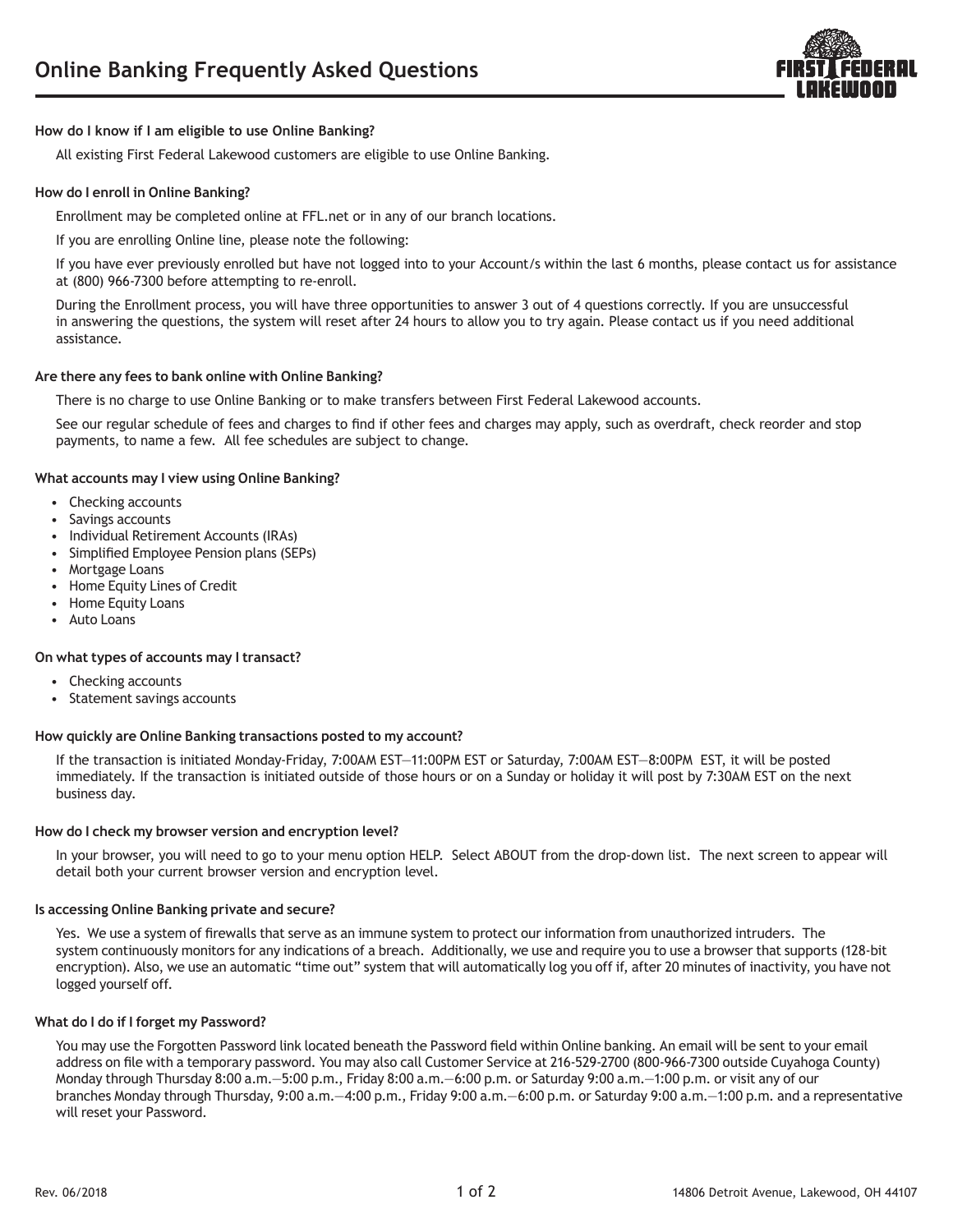# Online Banking Frequently Asked Questions

**How do I know if I am eligible to use Online Banking?**

All existing First Federal Lakewood customers are eligible to use Online Banking.

**How do I enroll in Online Banking?**

Enrollment may be completed online at FFL.net or in any of our branch locations.

If you are enrolling Online line, please note the following:

If you have ever previously enrolled but have not logged into to your Account/s within the last 6 months, please contact us for assistance at (800) 966-7300 before attempting to re-enroll.

During the Enrollment process, you will have three opportunities to answer 3 out of 4 questions correctly. If you are unsuccessful in answering the questions, the system will reset after 24 hours to allow you to try again. Please contact us if you need additional assistance.

**Are there any fees to bank online with Online Banking?**

There is no charge to use Online Banking or to make transfers between First Federal Lakewood accounts.

See our regular schedule of fees and charges to find if other fees and charges may apply, such as overdraft, check reorder and stop payments, to name a few. All fee schedules are subject to change.

**What accounts may I view using Online Banking?**

- Checking accounts
- Savings accounts
- Individual Retirement Accounts (IRAs)
- Simplified Employee Pension plans (SEPs)
- Mortgage Loans
- Home Equity Lines of Credit
- Home Equity Loans
- Auto Loans

**On what types of accounts may I transact?**

- Checking accounts
- Statement savings accounts

**How quickly are Online Banking transactions posted to my account?**

If the transaction is initiated Monday-Friday, 7:00AM EST—11:00PM EST or Saturday, 7:00AM EST—8:00PM EST, it will be posted immediately. If the transaction is initiated outside of those hours or on a Sunday or holiday it will post by 7:30AM EST on the next business day.

**How do I check my browser version and encryption level?**

In your browser, you will need to go to your menu option HELP. Select ABOUT from the drop-down list. The next screen to appear will detail both your current browser version and encryption level.

**Is accessing Online Banking private and secure?**

Yes. We use a system of firewalls that serve as an immune system to protect our information from unauthorized intruders. The system continuously monitors for any indications of a breach. Additionally, we use and require you to use a browser that supports (128-bit encryption). Also, we use an automatic "time out" system that will automatically log you off if, after 20 minutes of inactivity, you have not logged yourself off.

**What do I do if I forget my Password?**

You may use the Forgotten Password link located beneath the Password field within Online banking. An email will be sent to your email address on file with a temporary password. You may also call Customer Service at 216-529-2700 (800-966-7300 outside Cuyahoga County) Monday through Thursday 8:00 a.m.—5:00 p.m., Friday 8:00 a.m.—6:00 p.m. or Saturday 9:00 a.m.—1:00 p.m. or visit any of our branches Monday through Thursday, 9:00 a.m.—4:00 p.m., Friday 9:00 a.m.—6:00 p.m. or Saturday 9:00 a.m.—1:00 p.m. and a representative will reset your Password.

Rev. 06/2018

14806 Detroit Avenue, Lakewood, OH 44107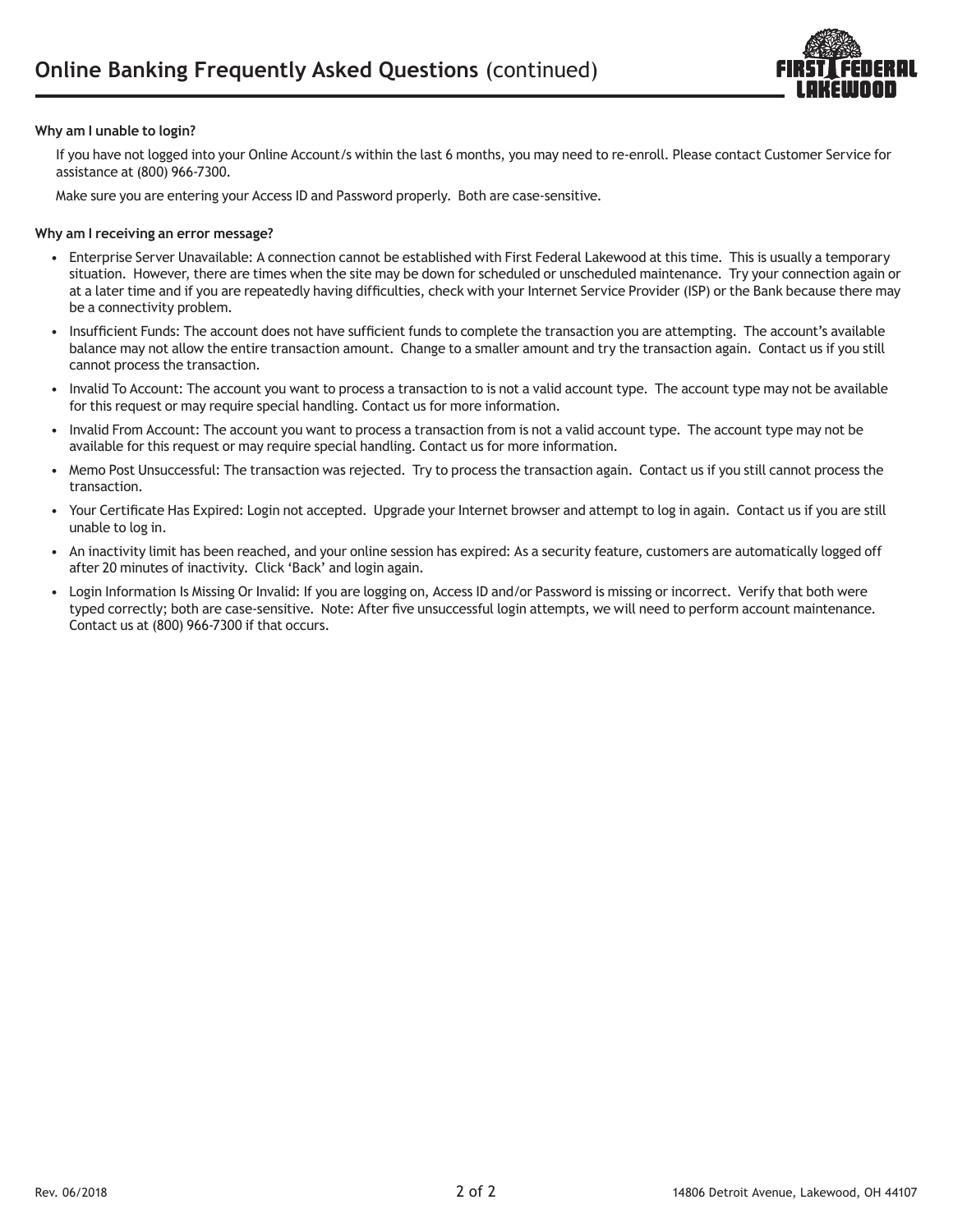## Online Banking Frequently Asked Questions (continued)

**Why am I unable to login?**

If you have not logged into your Online Account/s within the last 6 months, you may need to re-enroll. Please contact Customer Service for assistance at (800) 966-7300.

Make sure you are entering your Access ID and Password properly. Both are case-sensitive.

**Why am I receiving an error message?**

- Enterprise Server Unavailable: A connection cannot be established with First Federal Lakewood at this time. This is usually a temporary situation. However, there are times when the site may be down for scheduled or unscheduled maintenance. Try your connection again or at a later time and if you are repeatedly having difficulties, check with your Internet Service Provider (ISP) or the Bank because there may be a connectivity problem.
- Insufficient Funds: The account does not have sufficient funds to complete the transaction you are attempting. The account's available balance may not allow the entire transaction amount. Change to a smaller amount and try the transaction again. Contact us if you still cannot process the transaction.
- Invalid To Account: The account you want to process a transaction to is not a valid account type. The account type may not be available for this request or may require special handling. Contact us for more information.
- Invalid From Account: The account you want to process a transaction from is not a valid account type. The account type may not be available for this request or may require special handling. Contact us for more information.
- Memo Post Unsuccessful: The transaction was rejected. Try to process the transaction again. Contact us if you still cannot process the transaction.
- Your Certificate Has Expired: Login not accepted. Upgrade your Internet browser and attempt to log in again. Contact us if you are still unable to log in.
- An inactivity limit has been reached, and your online session has expired: As a security feature, customers are automatically logged off after 20 minutes of inactivity. Click 'Back' and login again.
- Login Information Is Missing Or Invalid: If you are logging on, Access ID and/or Password is missing or incorrect. Verify that both were typed correctly; both are case-sensitive. Note: After five unsuccessful login attempts, we will need to perform account maintenance. Contact us at (800) 966-7300 if that occurs.

Rev. 06/2018

14806 Detroit Avenue, Lakewood, OH 44107